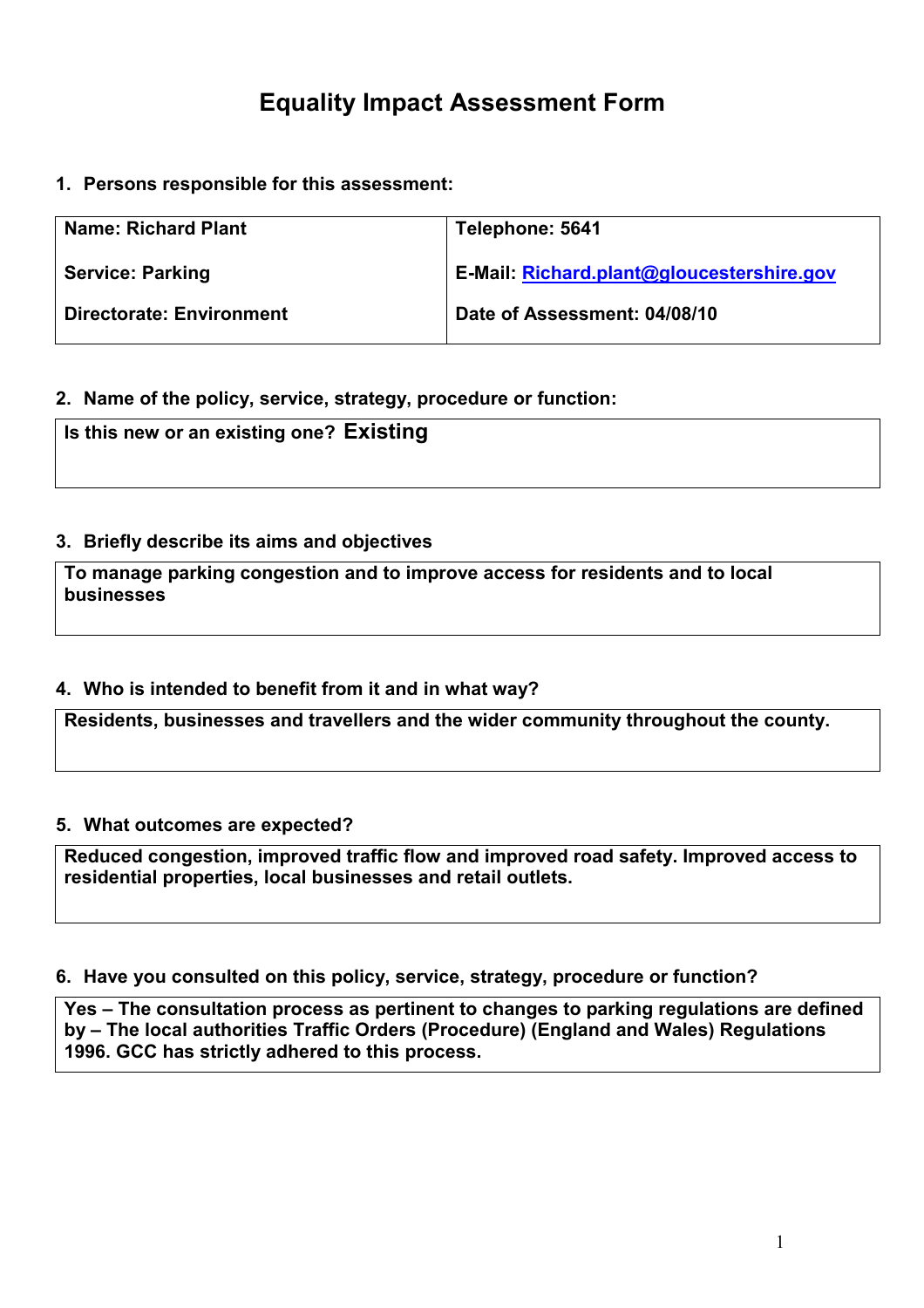# Equality Impact Assessment Form

**1. Persons responsible for this assessment:**

| **Name: Richard Plant** | **Telephone: 5641** |
|---|---|
| **Service: Parking** | **E-Mail: Richard.plant@gloucestershire.gov** |
| **Directorate: Environment** | **Date of Assessment: 04/08/10** |

**2. Name of the policy, service, strategy, procedure or function:**

**Is this new or an existing one? Existing**

**3. Briefly describe its aims and objectives**

**To manage parking congestion and to improve access for residents and to local businesses**

**4. Who is intended to benefit from it and in what way?**

**Residents, businesses and travellers and the wider community throughout the county.**

**5. What outcomes are expected?**

**Reduced congestion, improved traffic flow and improved road safety. Improved access to residential properties, local businesses and retail outlets.**

**6. Have you consulted on this policy, service, strategy, procedure or function?**

**Yes – The consultation process as pertinent to changes to parking regulations are defined by – The local authorities Traffic Orders (Procedure) (England and Wales) Regulations 1996. GCC has strictly adhered to this process.**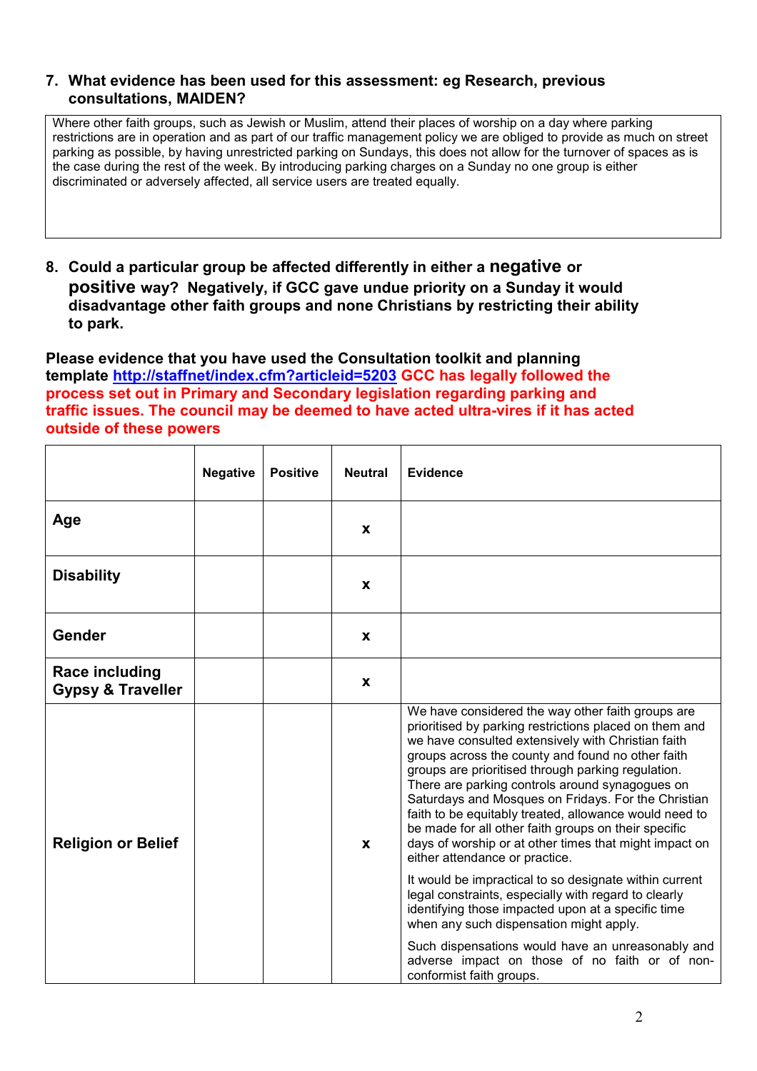**7. What evidence has been used for this assessment: eg Research, previous consultations, MAIDEN?**

Where other faith groups, such as Jewish or Muslim, attend their places of worship on a day where parking restrictions are in operation and as part of our traffic management policy we are obliged to provide as much on street parking as possible, by having unrestricted parking on Sundays, this does not allow for the turnover of spaces as is the case during the rest of the week. By introducing parking charges on a Sunday no one group is either discriminated or adversely affected, all service users are treated equally.

**8. Could a particular group be affected differently in either a negative or positive way? Negatively, if GCC gave undue priority on a Sunday it would disadvantage other faith groups and none Christians by restricting their ability to park.**

**Please evidence that you have used the Consultation toolkit and planning template [http://staffnet/index.cfm?articleid=5203](http://staffnet/index.cfm?articleid=5203) GCC has legally followed the process set out in Primary and Secondary legislation regarding parking and traffic issues. The council may be deemed to have acted ultra-vires if it has acted outside of these powers**

| | Negative | Positive | Neutral | Evidence |
|---|---|---|---|---|
| **Age** | | | **x** | |
| **Disability** | | | **x** | |
| **Gender** | | | **x** | |
| **Race including Gypsy & Traveller** | | | **x** | |
| **Religion or Belief** | | | **x** | We have considered the way other faith groups are prioritised by parking restrictions placed on them and we have consulted extensively with Christian faith groups across the county and found no other faith groups are prioritised through parking regulation. There are parking controls around synagogues on Saturdays and Mosques on Fridays. For the Christian faith to be equitably treated, allowance would need to be made for all other faith groups on their specific days of worship or at other times that might impact on either attendance or practice.<br><br>It would be impractical to so designate within current legal constraints, especially with regard to clearly identifying those impacted upon at a specific time when any such dispensation might apply.<br><br>Such dispensations would have an unreasonably and adverse impact on those of no faith or of non-conformist faith groups. |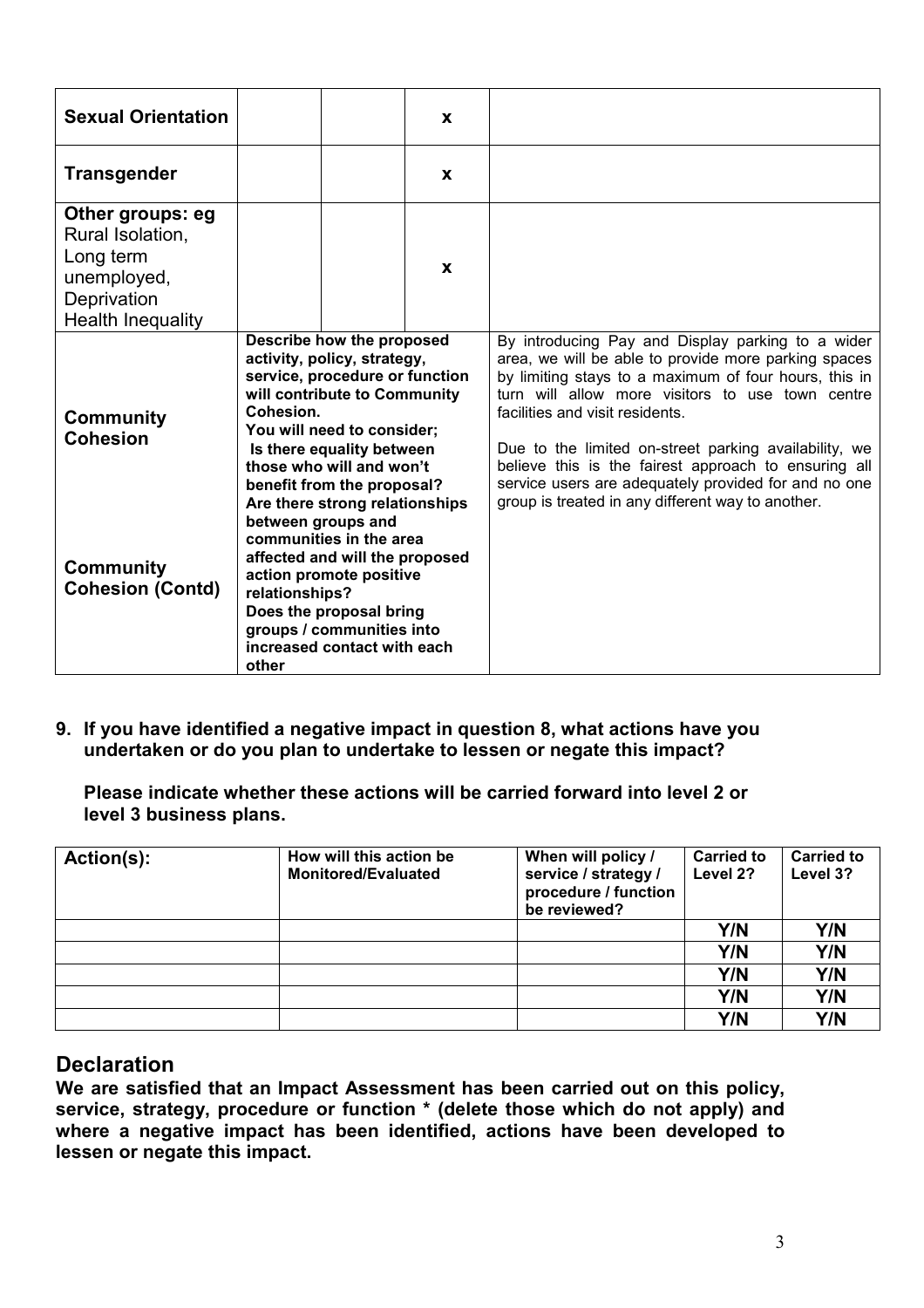| | | | | |
|---|---|---|---|---|
| **Sexual Orientation** | | | x | |
| **Transgender** | | | x | |
| **Other groups: eg** Rural Isolation, Long term unemployed, Deprivation Health Inequality | | | x | |
| **Community Cohesion**<br><br>**Community Cohesion (Contd)** | **Describe how the proposed activity, policy, strategy, service, procedure or function will contribute to Community Cohesion.**<br>**You will need to consider;**<br>**Is there equality between those who will and won't benefit from the proposal?**<br>**Are there strong relationships between groups and communities in the area affected and will the proposed action promote positive relationships?**<br>**Does the proposal bring groups / communities into increased contact with each other** | | | By introducing Pay and Display parking to a wider area, we will be able to provide more parking spaces by limiting stays to a maximum of four hours, this in turn will allow more visitors to use town centre facilities and visit residents.<br><br>Due to the limited on-street parking availability, we believe this is the fairest approach to ensuring all service users are adequately provided for and no one group is treated in any different way to another. |

**9. If you have identified a negative impact in question 8, what actions have you undertaken or do you plan to undertake to lessen or negate this impact?**

**Please indicate whether these actions will be carried forward into level 2 or level 3 business plans.**

| Action(s): | How will this action be Monitored/Evaluated | When will policy / service / strategy / procedure / function be reviewed? | Carried to Level 2? | Carried to Level 3? |
|---|---|---|---|---|
| | | | Y/N | Y/N |
| | | | Y/N | Y/N |
| | | | Y/N | Y/N |
| | | | Y/N | Y/N |
| | | | Y/N | Y/N |

## Declaration

**We are satisfied that an Impact Assessment has been carried out on this policy, service, strategy, procedure or function * (delete those which do not apply) and where a negative impact has been identified, actions have been developed to lessen or negate this impact.**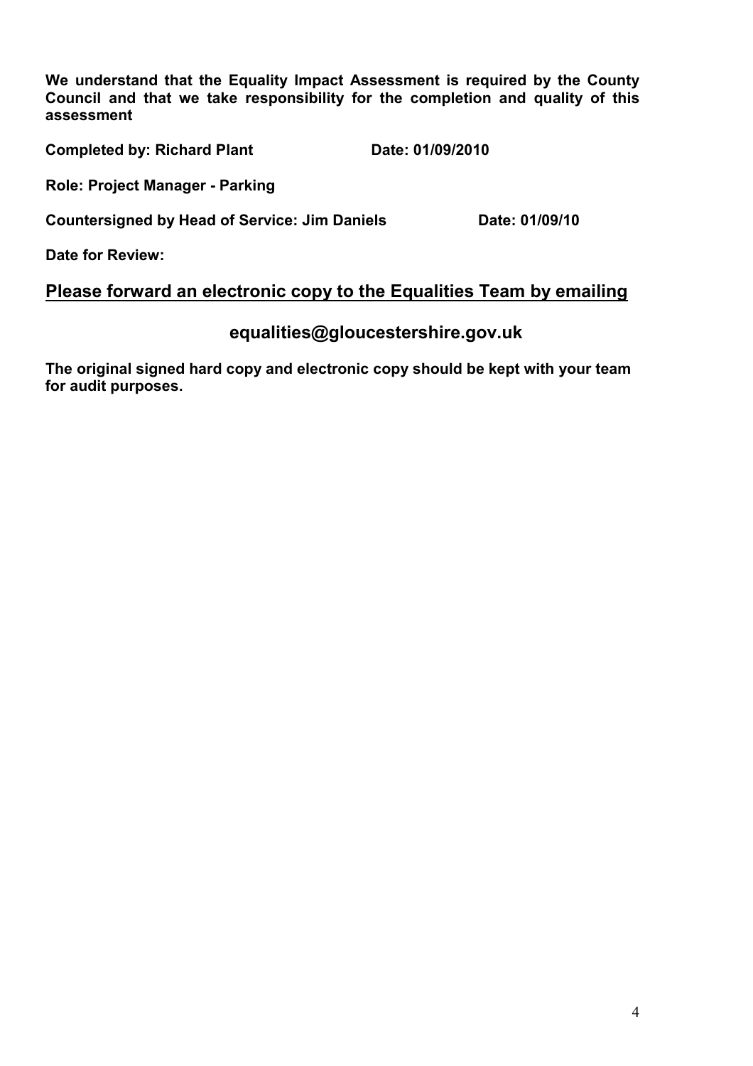**We understand that the Equality Impact Assessment is required by the County Council and that we take responsibility for the completion and quality of this assessment**

**Completed by: Richard Plant** **Date: 01/09/2010**

**Role: Project Manager - Parking**

**Countersigned by Head of Service: Jim Daniels** **Date: 01/09/10**

**Date for Review:**

## Please forward an electronic copy to the Equalities Team by emailing

## equalities@gloucestershire.gov.uk

**The original signed hard copy and electronic copy should be kept with your team for audit purposes.**